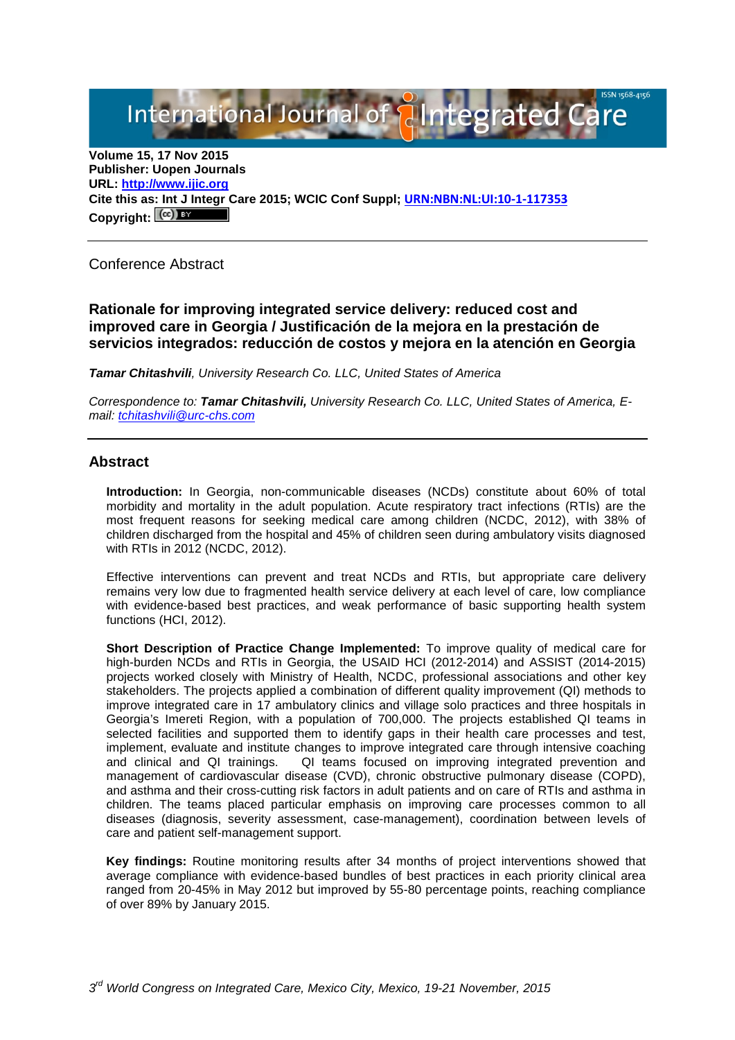**Volume 15, 17 Nov 2015**
**Publisher: Uopen Journals**
**URL: [http://www.ijic.org](http://www.ijic.org)**
**Cite this as: Int J Integr Care 2015; WCIC Conf Suppl; [URN:NBN:NL:UI:10-1-117353](URN:NBN:NL:UI:10-1-117353)**
**Copyright:**

---

Conference Abstract

# Rationale for improving integrated service delivery: reduced cost and improved care in Georgia / Justificación de la mejora en la prestación de servicios integrados: reducción de costos y mejora en la atención en Georgia

***Tamar Chitashvili****, University Research Co. LLC, United States of America*

*Correspondence to:* ***Tamar Chitashvili,*** *University Research Co. LLC, United States of America, E-mail: [tchitashvili@urc-chs.com](mailto:tchitashvili@urc-chs.com)*

---

## Abstract

**Introduction:** In Georgia, non-communicable diseases (NCDs) constitute about 60% of total morbidity and mortality in the adult population. Acute respiratory tract infections (RTIs) are the most frequent reasons for seeking medical care among children (NCDC, 2012), with 38% of children discharged from the hospital and 45% of children seen during ambulatory visits diagnosed with RTIs in 2012 (NCDC, 2012).

Effective interventions can prevent and treat NCDs and RTIs, but appropriate care delivery remains very low due to fragmented health service delivery at each level of care, low compliance with evidence-based best practices, and weak performance of basic supporting health system functions (HCI, 2012).

**Short Description of Practice Change Implemented:** To improve quality of medical care for high-burden NCDs and RTIs in Georgia, the USAID HCI (2012-2014) and ASSIST (2014-2015) projects worked closely with Ministry of Health, NCDC, professional associations and other key stakeholders. The projects applied a combination of different quality improvement (QI) methods to improve integrated care in 17 ambulatory clinics and village solo practices and three hospitals in Georgia's Imereti Region, with a population of 700,000. The projects established QI teams in selected facilities and supported them to identify gaps in their health care processes and test, implement, evaluate and institute changes to improve integrated care through intensive coaching and clinical and QI trainings. QI teams focused on improving integrated prevention and management of cardiovascular disease (CVD), chronic obstructive pulmonary disease (COPD), and asthma and their cross-cutting risk factors in adult patients and on care of RTIs and asthma in children. The teams placed particular emphasis on improving care processes common to all diseases (diagnosis, severity assessment, case-management), coordination between levels of care and patient self-management support.

**Key findings:** Routine monitoring results after 34 months of project interventions showed that average compliance with evidence-based bundles of best practices in each priority clinical area ranged from 20-45% in May 2012 but improved by 55-80 percentage points, reaching compliance of over 89% by January 2015.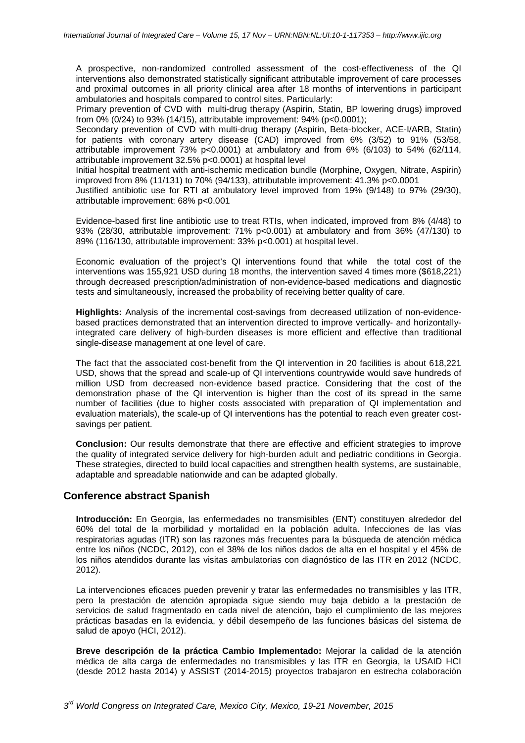A prospective, non-randomized controlled assessment of the cost-effectiveness of the QI interventions also demonstrated statistically significant attributable improvement of care processes and proximal outcomes in all priority clinical area after 18 months of interventions in participant ambulatories and hospitals compared to control sites. Particularly:

Primary prevention of CVD with multi-drug therapy (Aspirin, Statin, BP lowering drugs) improved from 0% (0/24) to 93% (14/15), attributable improvement: 94% ($p<0.0001$);

Secondary prevention of CVD with multi-drug therapy (Aspirin, Beta-blocker, ACE-I/ARB, Statin) for patients with coronary artery disease (CAD) improved from 6% (3/52) to 91% (53/58, attributable improvement 73% $p<0.0001$) at ambulatory and from 6% (6/103) to 54% (62/114, attributable improvement 32.5% $p<0.0001$) at hospital level

Initial hospital treatment with anti-ischemic medication bundle (Morphine, Oxygen, Nitrate, Aspirin) improved from 8% (11/131) to 70% (94/133), attributable improvement: 41.3% $p<0.0001$

Justified antibiotic use for RTI at ambulatory level improved from 19% (9/148) to 97% (29/30), attributable improvement: 68% $p<0.001$

Evidence-based first line antibiotic use to treat RTIs, when indicated, improved from 8% (4/48) to 93% (28/30, attributable improvement: 71% $p<0.001$) at ambulatory and from 36% (47/130) to 89% (116/130, attributable improvement: 33% $p<0.001$) at hospital level.

Economic evaluation of the project's QI interventions found that while the total cost of the interventions was 155,921 USD during 18 months, the intervention saved 4 times more ($618,221) through decreased prescription/administration of non-evidence-based medications and diagnostic tests and simultaneously, increased the probability of receiving better quality of care.

**Highlights:** Analysis of the incremental cost-savings from decreased utilization of non-evidence-based practices demonstrated that an intervention directed to improve vertically- and horizontally-integrated care delivery of high-burden diseases is more efficient and effective than traditional single-disease management at one level of care.

The fact that the associated cost-benefit from the QI intervention in 20 facilities is about 618,221 USD, shows that the spread and scale-up of QI interventions countrywide would save hundreds of million USD from decreased non-evidence based practice. Considering that the cost of the demonstration phase of the QI intervention is higher than the cost of its spread in the same number of facilities (due to higher costs associated with preparation of QI implementation and evaluation materials), the scale-up of QI interventions has the potential to reach even greater cost-savings per patient.

**Conclusion:** Our results demonstrate that there are effective and efficient strategies to improve the quality of integrated service delivery for high-burden adult and pediatric conditions in Georgia. These strategies, directed to build local capacities and strengthen health systems, are sustainable, adaptable and spreadable nationwide and can be adapted globally.

## Conference abstract Spanish

**Introducción:** En Georgia, las enfermedades no transmisibles (ENT) constituyen alrededor del 60% del total de la morbilidad y mortalidad en la población adulta. Infecciones de las vías respiratorias agudas (ITR) son las razones más frecuentes para la búsqueda de atención médica entre los niños (NCDC, 2012), con el 38% de los niños dados de alta en el hospital y el 45% de los niños atendidos durante las visitas ambulatorias con diagnóstico de las ITR en 2012 (NCDC, 2012).

La intervenciones eficaces pueden prevenir y tratar las enfermedades no transmisibles y las ITR, pero la prestación de atención apropiada sigue siendo muy baja debido a la prestación de servicios de salud fragmentado en cada nivel de atención, bajo el cumplimiento de las mejores prácticas basadas en la evidencia, y débil desempeño de las funciones básicas del sistema de salud de apoyo (HCI, 2012).

**Breve descripción de la práctica Cambio Implementado:** Mejorar la calidad de la atención médica de alta carga de enfermedades no transmisibles y las ITR en Georgia, la USAID HCI (desde 2012 hasta 2014) y ASSIST (2014-2015) proyectos trabajaron en estrecha colaboración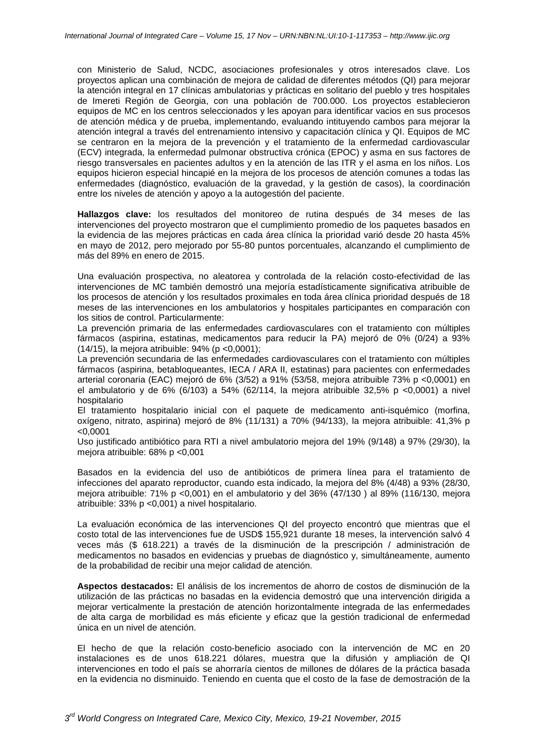con Ministerio de Salud, NCDC, asociaciones profesionales y otros interesados clave. Los proyectos aplican una combinación de mejora de calidad de diferentes métodos (QI) para mejorar la atención integral en 17 clínicas ambulatorias y prácticas en solitario del pueblo y tres hospitales de Imereti Región de Georgia, con una población de 700.000. Los proyectos establecieron equipos de MC en los centros seleccionados y les apoyan para identificar vacios en sus procesos de atención médica y de prueba, implementando, evaluando intituyendo cambios para mejorar la atención integral a través del entrenamiento intensivo y capacitación clínica y QI. Equipos de MC se centraron en la mejora de la prevención y el tratamiento de la enfermedad cardiovascular (ECV) integrada, la enfermedad pulmonar obstructiva crónica (EPOC) y asma en sus factores de riesgo transversales en pacientes adultos y en la atención de las ITR y el asma en los niños. Los equipos hicieron especial hincapié en la mejora de los procesos de atención comunes a todas las enfermedades (diagnóstico, evaluación de la gravedad, y la gestión de casos), la coordinación entre los niveles de atención y apoyo a la autogestión del paciente.

**Hallazgos clave:** los resultados del monitoreo de rutina después de 34 meses de las intervenciones del proyecto mostraron que el cumplimiento promedio de los paquetes basados en la evidencia de las mejores prácticas en cada área clínica la prioridad varió desde 20 hasta 45% en mayo de 2012, pero mejorado por 55-80 puntos porcentuales, alcanzando el cumplimiento de más del 89% en enero de 2015.

Una evaluación prospectiva, no aleatorea y controlada de la relación costo-efectividad de las intervenciones de MC también demostró una mejoría estadísticamente significativa atribuible de los procesos de atención y los resultados proximales en toda área clínica prioridad después de 18 meses de las intervenciones en los ambulatorios y hospitales participantes en comparación con los sitios de control. Particularmente:
La prevención primaria de las enfermedades cardiovasculares con el tratamiento con múltiples fármacos (aspirina, estatinas, medicamentos para reducir la PA) mejoró de 0% (0/24) a 93% (14/15), la mejora atribuible: 94% (p <0,0001);
La prevención secundaria de las enfermedades cardiovasculares con el tratamiento con múltiples fármacos (aspirina, betabloqueantes, IECA / ARA II, estatinas) para pacientes con enfermedades arterial coronaria (EAC) mejoró de 6% (3/52) a 91% (53/58, mejora atribuible 73% p <0,0001) en el ambulatorio y de 6% (6/103) a 54% (62/114, la mejora atribuible 32,5% p <0,0001) a nivel hospitalario
El tratamiento hospitalario inicial con el paquete de medicamento anti-isquémico (morfina, oxígeno, nitrato, aspirina) mejoró de 8% (11/131) a 70% (94/133), la mejora atribuible: 41,3% p <0,0001
Uso justificado antibiótico para RTI a nivel ambulatorio mejora del 19% (9/148) a 97% (29/30), la mejora atribuible: 68% p <0,001

Basados en la evidencia del uso de antibióticos de primera línea para el tratamiento de infecciones del aparato reproductor, cuando esta indicado, la mejora del 8% (4/48) a 93% (28/30, mejora atribuible: 71% p <0,001) en el ambulatorio y del 36% (47/130 ) al 89% (116/130, mejora atribuible: 33% p <0,001) a nivel hospitalario.

La evaluación económica de las intervenciones QI del proyecto encontró que mientras que el costo total de las intervenciones fue de USD$ 155,921 durante 18 meses, la intervención salvó 4 veces más ($ 618.221) a través de la disminución de la prescripción / administración de medicamentos no basados en evidencias y pruebas de diagnóstico y, simultáneamente, aumento de la probabilidad de recibir una mejor calidad de atención.

**Aspectos destacados:** El análisis de los incrementos de ahorro de costos de disminución de la utilización de las prácticas no basadas en la evidencia demostró que una intervención dirigida a mejorar verticalmente la prestación de atención horizontalmente integrada de las enfermedades de alta carga de morbilidad es más eficiente y eficaz que la gestión tradicional de enfermedad única en un nivel de atención.

El hecho de que la relación costo-beneficio asociado con la intervención de MC en 20 instalaciones es de unos 618.221 dólares, muestra que la difusión y ampliación de QI intervenciones en todo el país se ahorraría cientos de millones de dólares de la práctica basada en la evidencia no disminuido. Teniendo en cuenta que el costo de la fase de demostración de la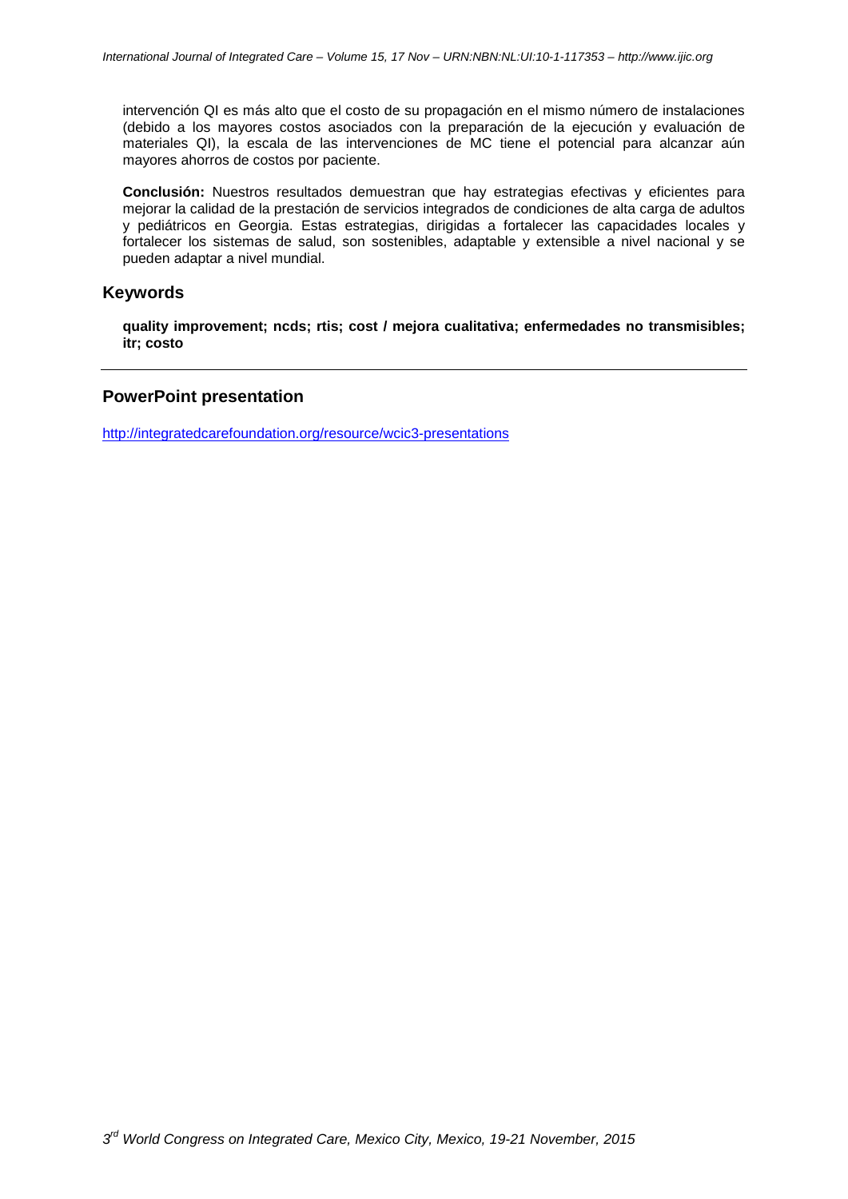intervención QI es más alto que el costo de su propagación en el mismo número de instalaciones (debido a los mayores costos asociados con la preparación de la ejecución y evaluación de materiales QI), la escala de las intervenciones de MC tiene el potencial para alcanzar aún mayores ahorros de costos por paciente.

**Conclusión:** Nuestros resultados demuestran que hay estrategias efectivas y eficientes para mejorar la calidad de la prestación de servicios integrados de condiciones de alta carga de adultos y pediátricos en Georgia. Estas estrategias, dirigidas a fortalecer las capacidades locales y fortalecer los sistemas de salud, son sostenibles, adaptable y extensible a nivel nacional y se pueden adaptar a nivel mundial.

## Keywords

**quality improvement; ncds; rtis; cost / mejora cualitativa; enfermedades no transmisibles; itr; costo**

---

## PowerPoint presentation

http://integratedcarefoundation.org/resource/wcic3-presentations